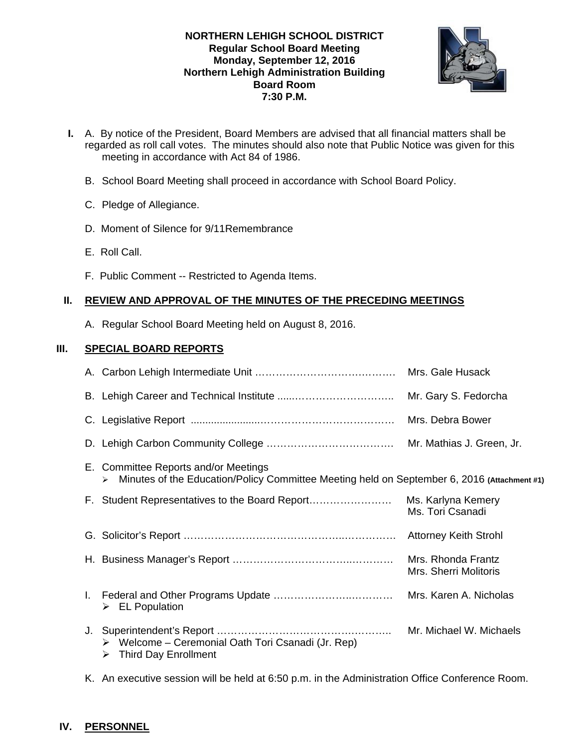**NORTHERN LEHIGH SCHOOL DISTRICT**
**Regular School Board Meeting**
**Monday, September 12, 2016**
**Northern Lehigh Administration Building**
**Board Room**
**7:30 P.M.**

**I.** A. By notice of the President, Board Members are advised that all financial matters shall be regarded as roll call votes. The minutes should also note that Public Notice was given for this meeting in accordance with Act 84 of 1986.

B. School Board Meeting shall proceed in accordance with School Board Policy.

C. Pledge of Allegiance.

D. Moment of Silence for 9/11Remembrance

E. Roll Call.

F. Public Comment -- Restricted to Agenda Items.

## II. REVIEW AND APPROVAL OF THE MINUTES OF THE PRECEDING MEETINGS

A. Regular School Board Meeting held on August 8, 2016.

## III. SPECIAL BOARD REPORTS

A. Carbon Lehigh Intermediate Unit …………………………………… Mrs. Gale Husack

B. Lehigh Career and Technical Institute .....………………………….. Mr. Gary S. Fedorcha

C. Legislative Report ........................………………………………… Mrs. Debra Bower

D. Lehigh Carbon Community College ………………………………. Mr. Mathias J. Green, Jr.

E. Committee Reports and/or Meetings
- Minutes of the Education/Policy Committee Meeting held on September 6, 2016 **(Attachment #1)**

F. Student Representatives to the Board Report…………………… Ms. Karlyna Kemery
Ms. Tori Csanadi

G. Solicitor's Report ……………………………………….…………. Attorney Keith Strohl

H. Business Manager's Report ……………………………….………. Mrs. Rhonda Frantz
Mrs. Sherri Molitoris

I. Federal and Other Programs Update ………………….………… Mrs. Karen A. Nicholas
- EL Population

J. Superintendent's Report …………………………………….……….. Mr. Michael W. Michaels
- Welcome – Ceremonial Oath Tori Csanadi (Jr. Rep)
- Third Day Enrollment

K. An executive session will be held at 6:50 p.m. in the Administration Office Conference Room.

## IV. PERSONNEL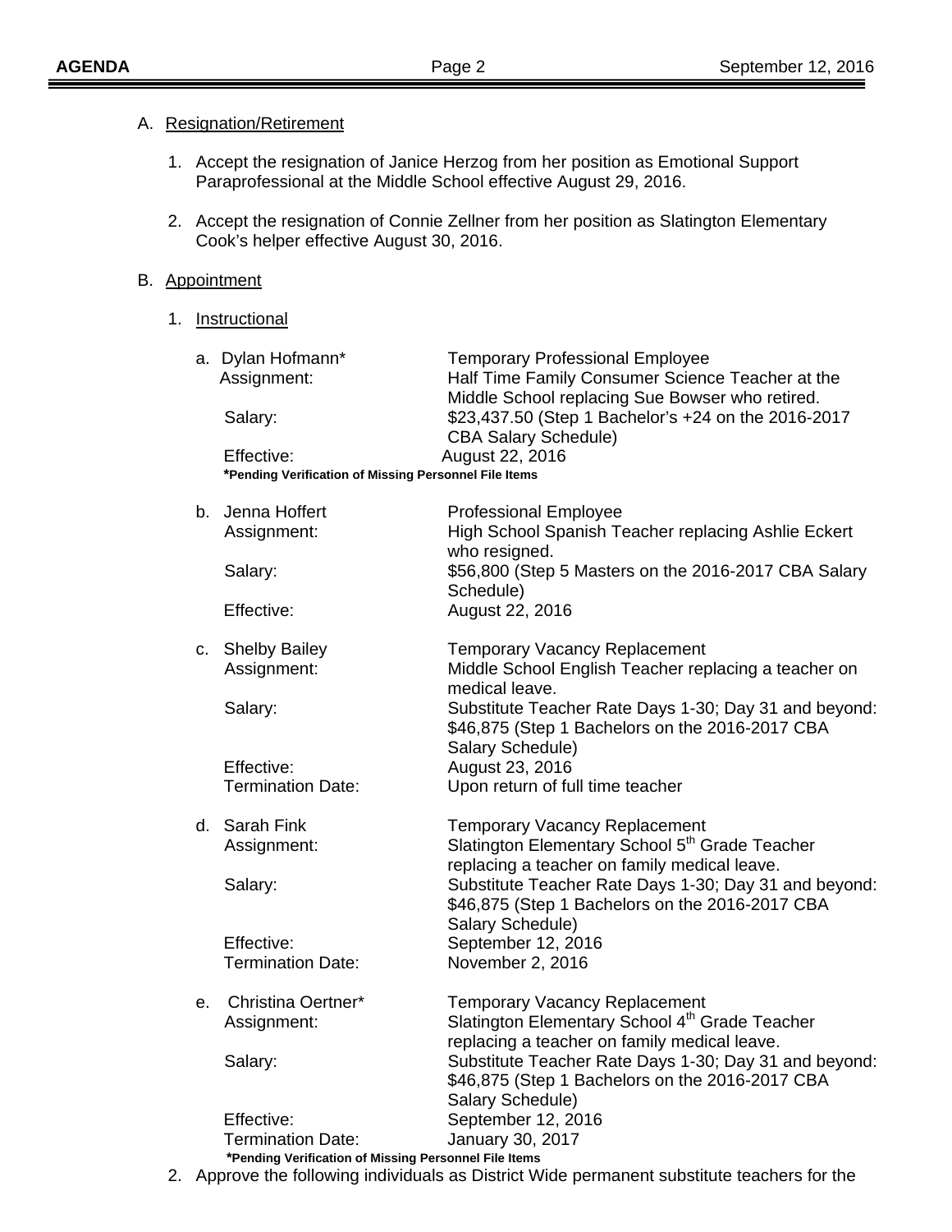A. <u>Resignation/Retirement</u>

1. Accept the resignation of Janice Herzog from her position as Emotional Support Paraprofessional at the Middle School effective August 29, 2016.

2. Accept the resignation of Connie Zellner from her position as Slatington Elementary Cook's helper effective August 30, 2016.

B. <u>Appointment</u>

1. <u>Instructional</u>

a. Dylan Hofmann* — Temporary Professional Employee
   - Assignment: Half Time Family Consumer Science Teacher at the Middle School replacing Sue Bowser who retired.
   - Salary: $23,437.50 (Step 1 Bachelor's +24 on the 2016-2017 CBA Salary Schedule)
   - Effective: August 22, 2016

   **\*Pending Verification of Missing Personnel File Items**

b. Jenna Hoffert — Professional Employee
   - Assignment: High School Spanish Teacher replacing Ashlie Eckert who resigned.
   - Salary: $56,800 (Step 5 Masters on the 2016-2017 CBA Salary Schedule)
   - Effective: August 22, 2016

c. Shelby Bailey — Temporary Vacancy Replacement
   - Assignment: Middle School English Teacher replacing a teacher on medical leave.
   - Salary: Substitute Teacher Rate Days 1-30; Day 31 and beyond: $46,875 (Step 1 Bachelors on the 2016-2017 CBA Salary Schedule)
   - Effective: August 23, 2016
   - Termination Date: Upon return of full time teacher

d. Sarah Fink — Temporary Vacancy Replacement
   - Assignment: Slatington Elementary School 5th Grade Teacher replacing a teacher on family medical leave.
   - Salary: Substitute Teacher Rate Days 1-30; Day 31 and beyond: $46,875 (Step 1 Bachelors on the 2016-2017 CBA Salary Schedule)
   - Effective: September 12, 2016
   - Termination Date: November 2, 2016

e. Christina Oertner* — Temporary Vacancy Replacement
   - Assignment: Slatington Elementary School 4th Grade Teacher replacing a teacher on family medical leave.
   - Salary: Substitute Teacher Rate Days 1-30; Day 31 and beyond: $46,875 (Step 1 Bachelors on the 2016-2017 CBA Salary Schedule)
   - Effective: September 12, 2016
   - Termination Date: January 30, 2017

   **\*Pending Verification of Missing Personnel File Items**

2. Approve the following individuals as District Wide permanent substitute teachers for the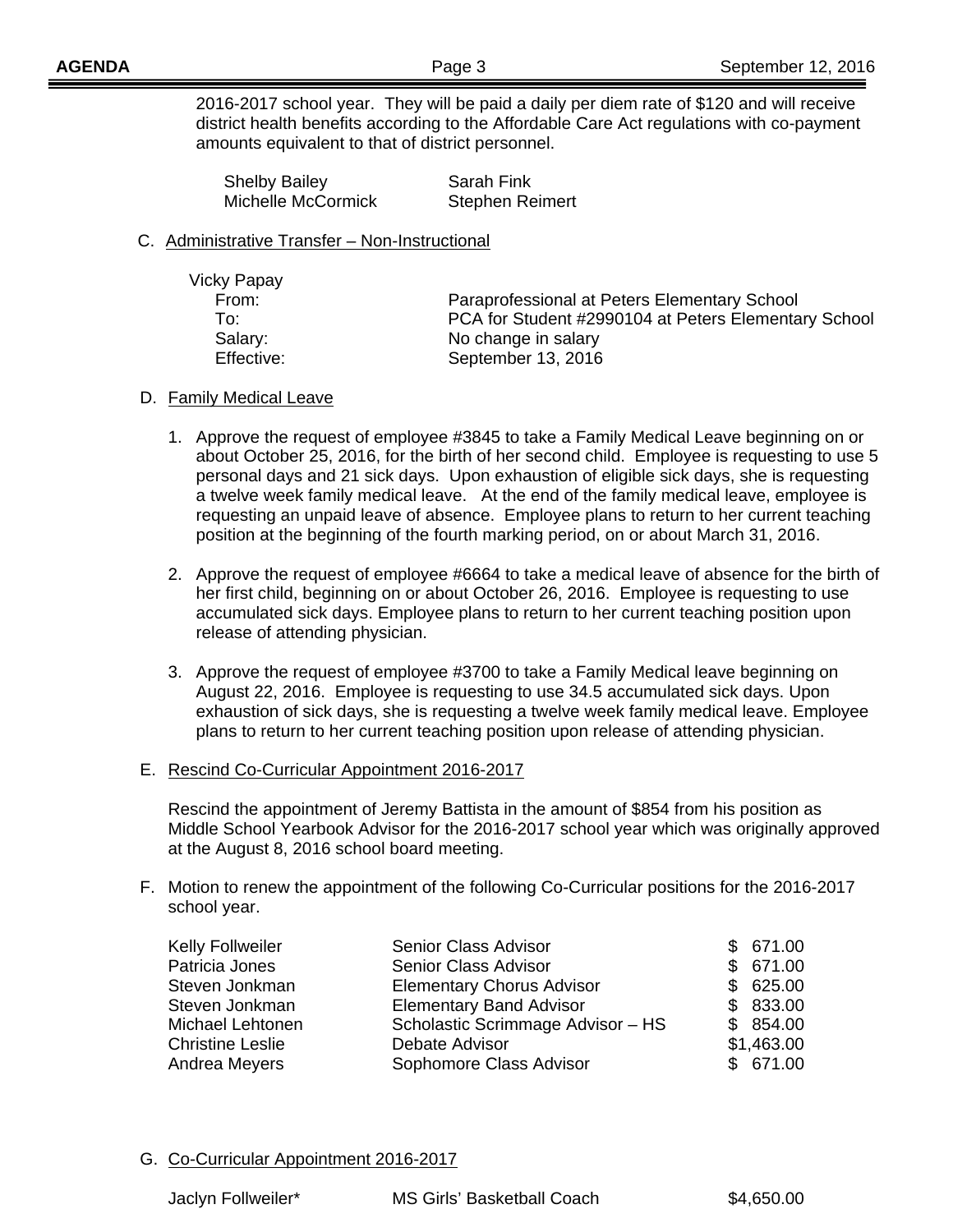2016-2017 school year. They will be paid a daily per diem rate of $120 and will receive district health benefits according to the Affordable Care Act regulations with co-payment amounts equivalent to that of district personnel.

| | |
|---|---|
| Shelby Bailey | Sarah Fink |
| Michelle McCormick | Stephen Reimert |

C. Administrative Transfer – Non-Instructional

Vicky Papay

| | |
|---|---|
| From: | Paraprofessional at Peters Elementary School |
| To: | PCA for Student #2990104 at Peters Elementary School |
| Salary: | No change in salary |
| Effective: | September 13, 2016 |

D. Family Medical Leave

1. Approve the request of employee #3845 to take a Family Medical Leave beginning on or about October 25, 2016, for the birth of her second child. Employee is requesting to use 5 personal days and 21 sick days. Upon exhaustion of eligible sick days, she is requesting a twelve week family medical leave. At the end of the family medical leave, employee is requesting an unpaid leave of absence. Employee plans to return to her current teaching position at the beginning of the fourth marking period, on or about March 31, 2016.

2. Approve the request of employee #6664 to take a medical leave of absence for the birth of her first child, beginning on or about October 26, 2016. Employee is requesting to use accumulated sick days. Employee plans to return to her current teaching position upon release of attending physician.

3. Approve the request of employee #3700 to take a Family Medical leave beginning on August 22, 2016. Employee is requesting to use 34.5 accumulated sick days. Upon exhaustion of sick days, she is requesting a twelve week family medical leave. Employee plans to return to her current teaching position upon release of attending physician.

E. Rescind Co-Curricular Appointment 2016-2017

Rescind the appointment of Jeremy Battista in the amount of $854 from his position as Middle School Yearbook Advisor for the 2016-2017 school year which was originally approved at the August 8, 2016 school board meeting.

F. Motion to renew the appointment of the following Co-Curricular positions for the 2016-2017 school year.

| | | |
|---|---|---|
| Kelly Follweiler | Senior Class Advisor | $ 671.00 |
| Patricia Jones | Senior Class Advisor | $ 671.00 |
| Steven Jonkman | Elementary Chorus Advisor | $ 625.00 |
| Steven Jonkman | Elementary Band Advisor | $ 833.00 |
| Michael Lehtonen | Scholastic Scrimmage Advisor – HS | $ 854.00 |
| Christine Leslie | Debate Advisor | $1,463.00 |
| Andrea Meyers | Sophomore Class Advisor | $ 671.00 |

G. Co-Curricular Appointment 2016-2017

| | | |
|---|---|---|
| Jaclyn Follweiler* | MS Girls' Basketball Coach | $4,650.00 |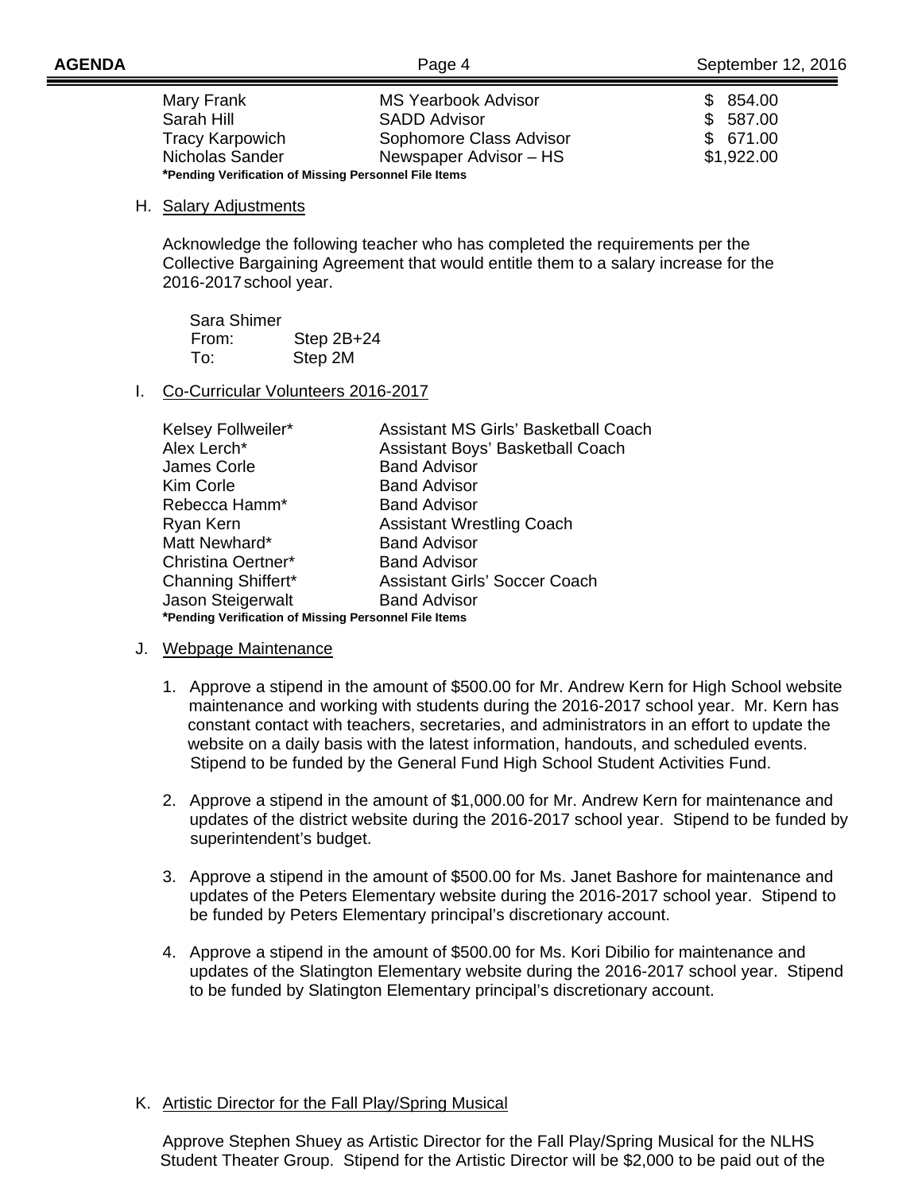| | | |
|---|---|---|
| Mary Frank | MS Yearbook Advisor | $ 854.00 |
| Sarah Hill | SADD Advisor | $ 587.00 |
| Tracy Karpowich | Sophomore Class Advisor | $ 671.00 |
| Nicholas Sander | Newspaper Advisor – HS | $1,922.00 |

***Pending Verification of Missing Personnel File Items**

H. Salary Adjustments

Acknowledge the following teacher who has completed the requirements per the Collective Bargaining Agreement that would entitle them to a salary increase for the 2016-2017 school year.

Sara Shimer
From: Step 2B+24
To: Step 2M

I. Co-Curricular Volunteers 2016-2017

| | |
|---|---|
| Kelsey Follweiler* | Assistant MS Girls' Basketball Coach |
| Alex Lerch* | Assistant Boys' Basketball Coach |
| James Corle | Band Advisor |
| Kim Corle | Band Advisor |
| Rebecca Hamm* | Band Advisor |
| Ryan Kern | Assistant Wrestling Coach |
| Matt Newhard* | Band Advisor |
| Christina Oertner* | Band Advisor |
| Channing Shiffert* | Assistant Girls' Soccer Coach |
| Jason Steigerwalt | Band Advisor |

***Pending Verification of Missing Personnel File Items**

J. Webpage Maintenance

1. Approve a stipend in the amount of $500.00 for Mr. Andrew Kern for High School website maintenance and working with students during the 2016-2017 school year. Mr. Kern has constant contact with teachers, secretaries, and administrators in an effort to update the website on a daily basis with the latest information, handouts, and scheduled events. Stipend to be funded by the General Fund High School Student Activities Fund.

2. Approve a stipend in the amount of $1,000.00 for Mr. Andrew Kern for maintenance and updates of the district website during the 2016-2017 school year. Stipend to be funded by superintendent's budget.

3. Approve a stipend in the amount of $500.00 for Ms. Janet Bashore for maintenance and updates of the Peters Elementary website during the 2016-2017 school year. Stipend to be funded by Peters Elementary principal's discretionary account.

4. Approve a stipend in the amount of $500.00 for Ms. Kori Dibilio for maintenance and updates of the Slatington Elementary website during the 2016-2017 school year. Stipend to be funded by Slatington Elementary principal's discretionary account.

K. Artistic Director for the Fall Play/Spring Musical

Approve Stephen Shuey as Artistic Director for the Fall Play/Spring Musical for the NLHS Student Theater Group. Stipend for the Artistic Director will be $2,000 to be paid out of the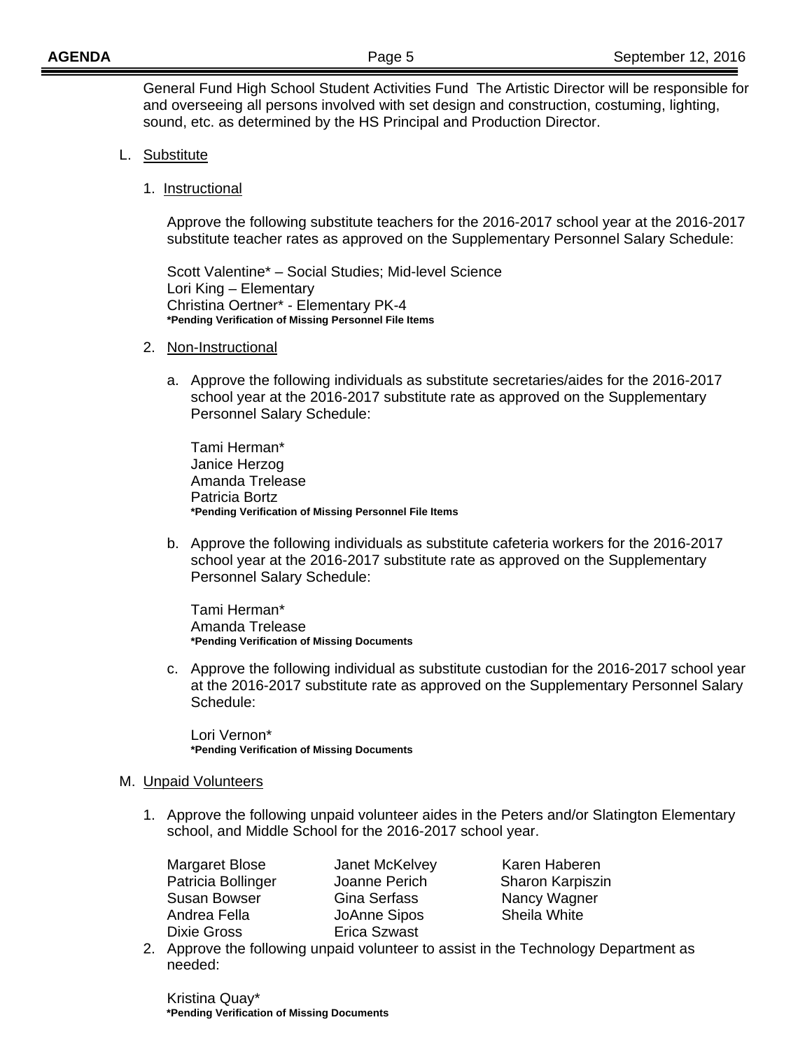General Fund High School Student Activities Fund The Artistic Director will be responsible for and overseeing all persons involved with set design and construction, costuming, lighting, sound, etc. as determined by the HS Principal and Production Director.

L. Substitute

1. Instructional

Approve the following substitute teachers for the 2016-2017 school year at the 2016-2017 substitute teacher rates as approved on the Supplementary Personnel Salary Schedule:

Scott Valentine* – Social Studies; Mid-level Science
Lori King – Elementary
Christina Oertner* - Elementary PK-4
**\*Pending Verification of Missing Personnel File Items**

2. Non-Instructional

a. Approve the following individuals as substitute secretaries/aides for the 2016-2017 school year at the 2016-2017 substitute rate as approved on the Supplementary Personnel Salary Schedule:

Tami Herman*
Janice Herzog
Amanda Trelease
Patricia Bortz
**\*Pending Verification of Missing Personnel File Items**

b. Approve the following individuals as substitute cafeteria workers for the 2016-2017 school year at the 2016-2017 substitute rate as approved on the Supplementary Personnel Salary Schedule:

Tami Herman*
Amanda Trelease
**\*Pending Verification of Missing Documents**

c. Approve the following individual as substitute custodian for the 2016-2017 school year at the 2016-2017 substitute rate as approved on the Supplementary Personnel Salary Schedule:

Lori Vernon*
**\*Pending Verification of Missing Documents**

M. Unpaid Volunteers

1. Approve the following unpaid volunteer aides in the Peters and/or Slatington Elementary school, and Middle School for the 2016-2017 school year.

| | | |
|---|---|---|
| Margaret Blose | Janet McKelvey | Karen Haberen |
| Patricia Bollinger | Joanne Perich | Sharon Karpiszin |
| Susan Bowser | Gina Serfass | Nancy Wagner |
| Andrea Fella | JoAnne Sipos | Sheila White |
| Dixie Gross | Erica Szwast | |

2. Approve the following unpaid volunteer to assist in the Technology Department as needed:

Kristina Quay*
**\*Pending Verification of Missing Documents**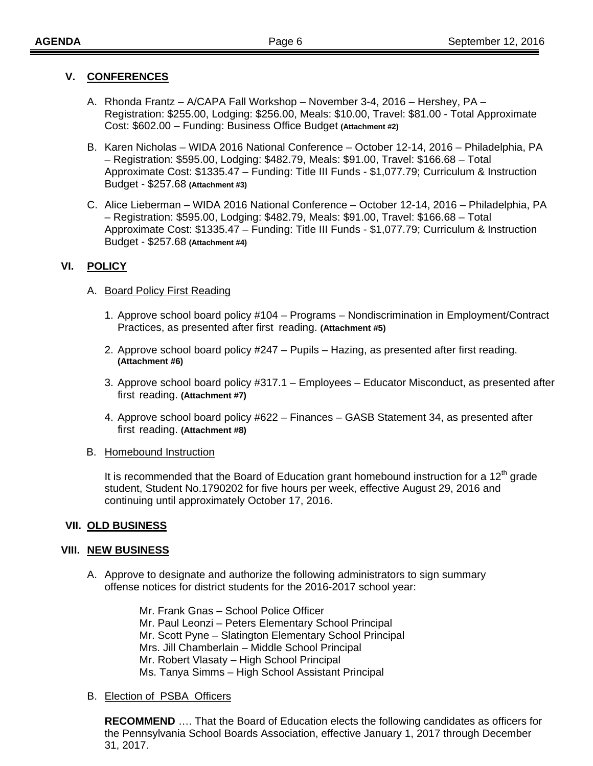## V. CONFERENCES

A. Rhonda Frantz – A/CAPA Fall Workshop – November 3-4, 2016 – Hershey, PA – Registration: $255.00, Lodging: $256.00, Meals: $10.00, Travel: $81.00 - Total Approximate Cost: $602.00 – Funding: Business Office Budget **(Attachment #2)**

B. Karen Nicholas – WIDA 2016 National Conference – October 12-14, 2016 – Philadelphia, PA – Registration: $595.00, Lodging: $482.79, Meals: $91.00, Travel: $166.68 – Total Approximate Cost: $1335.47 – Funding: Title III Funds - $1,077.79; Curriculum & Instruction Budget - $257.68 **(Attachment #3)**

C. Alice Lieberman – WIDA 2016 National Conference – October 12-14, 2016 – Philadelphia, PA – Registration: $595.00, Lodging: $482.79, Meals: $91.00, Travel: $166.68 – Total Approximate Cost: $1335.47 – Funding: Title III Funds - $1,077.79; Curriculum & Instruction Budget - $257.68 **(Attachment #4)**

## VI. POLICY

A. Board Policy First Reading

1. Approve school board policy #104 – Programs – Nondiscrimination in Employment/Contract Practices, as presented after first reading. **(Attachment #5)**

2. Approve school board policy #247 – Pupils – Hazing, as presented after first reading. **(Attachment #6)**

3. Approve school board policy #317.1 – Employees – Educator Misconduct, as presented after first reading. **(Attachment #7)**

4. Approve school board policy #622 – Finances – GASB Statement 34, as presented after first reading. **(Attachment #8)**

B. Homebound Instruction

It is recommended that the Board of Education grant homebound instruction for a 12th grade student, Student No.1790202 for five hours per week, effective August 29, 2016 and continuing until approximately October 17, 2016.

## VII. OLD BUSINESS

## VIII. NEW BUSINESS

A. Approve to designate and authorize the following administrators to sign summary offense notices for district students for the 2016-2017 school year:

Mr. Frank Gnas – School Police Officer
Mr. Paul Leonzi – Peters Elementary School Principal
Mr. Scott Pyne – Slatington Elementary School Principal
Mrs. Jill Chamberlain – Middle School Principal
Mr. Robert Vlasaty – High School Principal
Ms. Tanya Simms – High School Assistant Principal

B. Election of PSBA Officers

**RECOMMEND** …. That the Board of Education elects the following candidates as officers for the Pennsylvania School Boards Association, effective January 1, 2017 through December 31, 2017.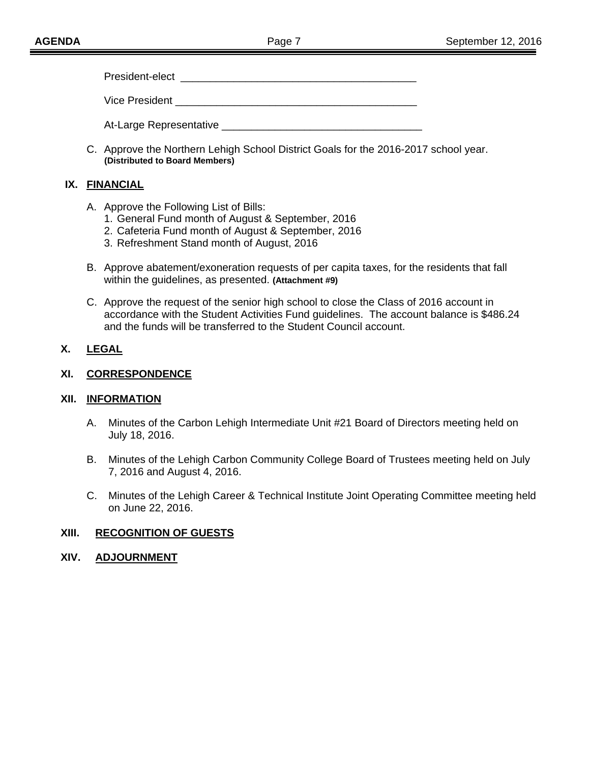President-elect ________________________________________

Vice President _________________________________________

At-Large Representative __________________________________

C. Approve the Northern Lehigh School District Goals for the 2016-2017 school year. **(Distributed to Board Members)**

## IX. FINANCIAL

A. Approve the Following List of Bills:
   1. General Fund month of August & September, 2016
   2. Cafeteria Fund month of August & September, 2016
   3. Refreshment Stand month of August, 2016

B. Approve abatement/exoneration requests of per capita taxes, for the residents that fall within the guidelines, as presented. **(Attachment #9)**

C. Approve the request of the senior high school to close the Class of 2016 account in accordance with the Student Activities Fund guidelines. The account balance is $486.24 and the funds will be transferred to the Student Council account.

## X. LEGAL

## XI. CORRESPONDENCE

## XII. INFORMATION

A. Minutes of the Carbon Lehigh Intermediate Unit #21 Board of Directors meeting held on July 18, 2016.

B. Minutes of the Lehigh Carbon Community College Board of Trustees meeting held on July 7, 2016 and August 4, 2016.

C. Minutes of the Lehigh Career & Technical Institute Joint Operating Committee meeting held on June 22, 2016.

## XIII. RECOGNITION OF GUESTS

## XIV. ADJOURNMENT